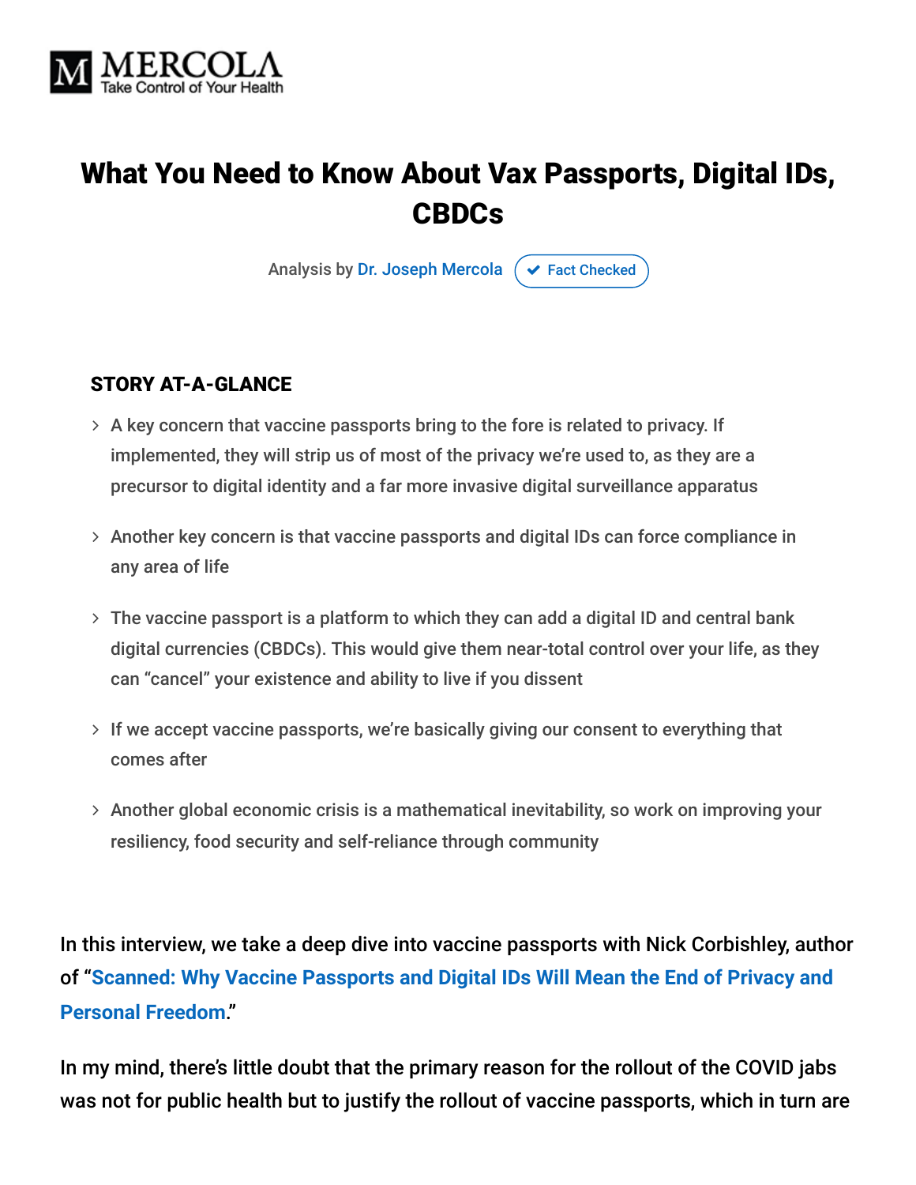MERCOLA
Take Control of Your Health

# What You Need to Know About Vax Passports, Digital IDs, CBDCs

Analysis by Dr. Joseph Mercola ✔ Fact Checked

## STORY AT-A-GLANCE

- A key concern that vaccine passports bring to the fore is related to privacy. If implemented, they will strip us of most of the privacy we're used to, as they are a precursor to digital identity and a far more invasive digital surveillance apparatus
- Another key concern is that vaccine passports and digital IDs can force compliance in any area of life
- The vaccine passport is a platform to which they can add a digital ID and central bank digital currencies (CBDCs). This would give them near-total control over your life, as they can "cancel" your existence and ability to live if you dissent
- If we accept vaccine passports, we're basically giving our consent to everything that comes after
- Another global economic crisis is a mathematical inevitability, so work on improving your resiliency, food security and self-reliance through community

In this interview, we take a deep dive into vaccine passports with Nick Corbishley, author of "**Scanned: Why Vaccine Passports and Digital IDs Will Mean the End of Privacy and Personal Freedom**."

In my mind, there's little doubt that the primary reason for the rollout of the COVID jabs was not for public health but to justify the rollout of vaccine passports, which in turn are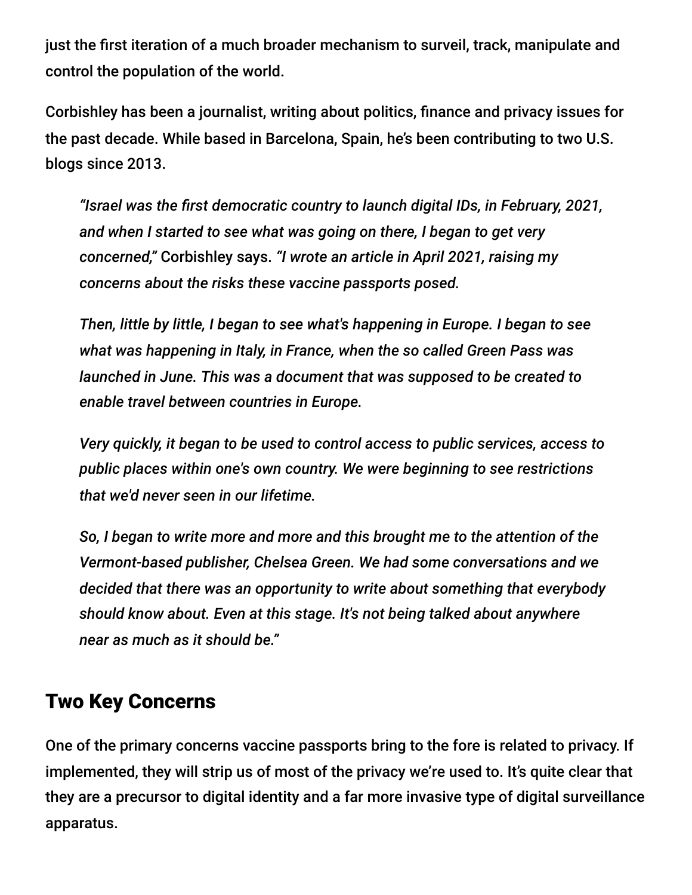just the first iteration of a much broader mechanism to surveil, track, manipulate and control the population of the world.

Corbishley has been a journalist, writing about politics, finance and privacy issues for the past decade. While based in Barcelona, Spain, he's been contributing to two U.S. blogs since 2013.

> *"Israel was the first democratic country to launch digital IDs, in February, 2021, and when I started to see what was going on there, I began to get very concerned,"* Corbishley says. *"I wrote an article in April 2021, raising my concerns about the risks these vaccine passports posed.*
>
> *Then, little by little, I began to see what's happening in Europe. I began to see what was happening in Italy, in France, when the so called Green Pass was launched in June. This was a document that was supposed to be created to enable travel between countries in Europe.*
>
> *Very quickly, it began to be used to control access to public services, access to public places within one's own country. We were beginning to see restrictions that we'd never seen in our lifetime.*
>
> *So, I began to write more and more and this brought me to the attention of the Vermont-based publisher, Chelsea Green. We had some conversations and we decided that there was an opportunity to write about something that everybody should know about. Even at this stage. It's not being talked about anywhere near as much as it should be."*

## Two Key Concerns

One of the primary concerns vaccine passports bring to the fore is related to privacy. If implemented, they will strip us of most of the privacy we're used to. It's quite clear that they are a precursor to digital identity and a far more invasive type of digital surveillance apparatus.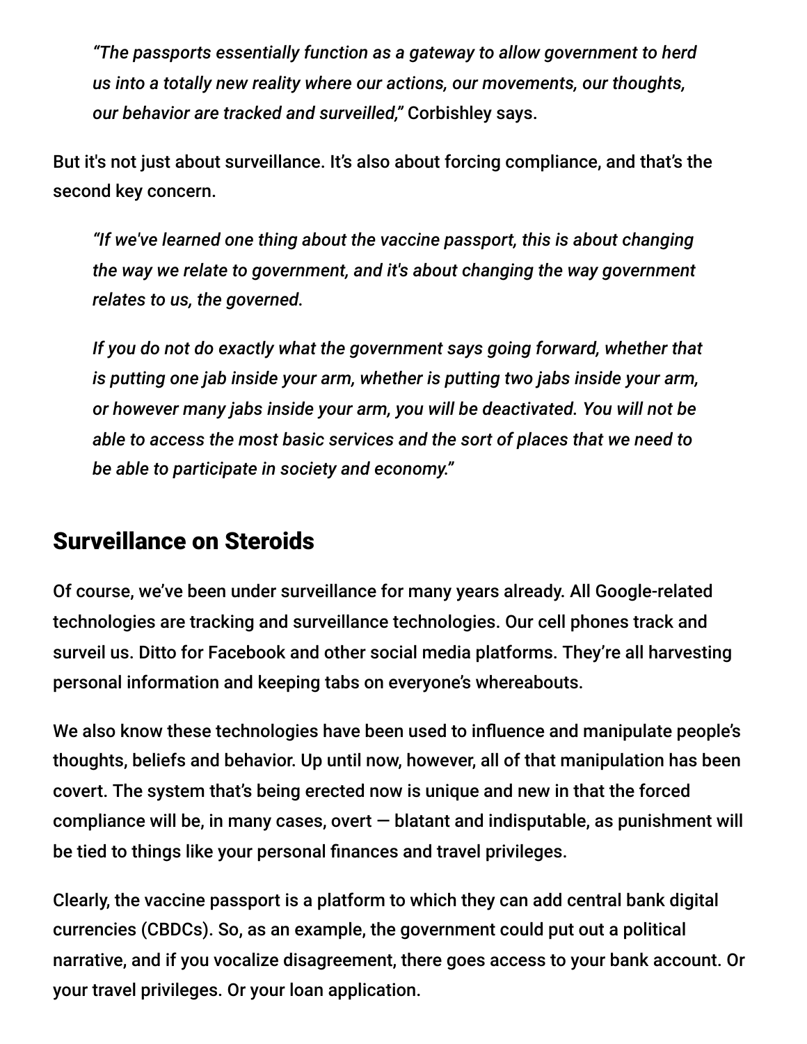> *"The passports essentially function as a gateway to allow government to herd us into a totally new reality where our actions, our movements, our thoughts, our behavior are tracked and surveilled,"* Corbishley says.

But it's not just about surveillance. It's also about forcing compliance, and that's the second key concern.

> *"If we've learned one thing about the vaccine passport, this is about changing the way we relate to government, and it's about changing the way government relates to us, the governed.*
>
> *If you do not do exactly what the government says going forward, whether that is putting one jab inside your arm, whether is putting two jabs inside your arm, or however many jabs inside your arm, you will be deactivated. You will not be able to access the most basic services and the sort of places that we need to be able to participate in society and economy."*

## Surveillance on Steroids

Of course, we've been under surveillance for many years already. All Google-related technologies are tracking and surveillance technologies. Our cell phones track and surveil us. Ditto for Facebook and other social media platforms. They're all harvesting personal information and keeping tabs on everyone's whereabouts.

We also know these technologies have been used to influence and manipulate people's thoughts, beliefs and behavior. Up until now, however, all of that manipulation has been covert. The system that's being erected now is unique and new in that the forced compliance will be, in many cases, overt — blatant and indisputable, as punishment will be tied to things like your personal finances and travel privileges.

Clearly, the vaccine passport is a platform to which they can add central bank digital currencies (CBDCs). So, as an example, the government could put out a political narrative, and if you vocalize disagreement, there goes access to your bank account. Or your travel privileges. Or your loan application.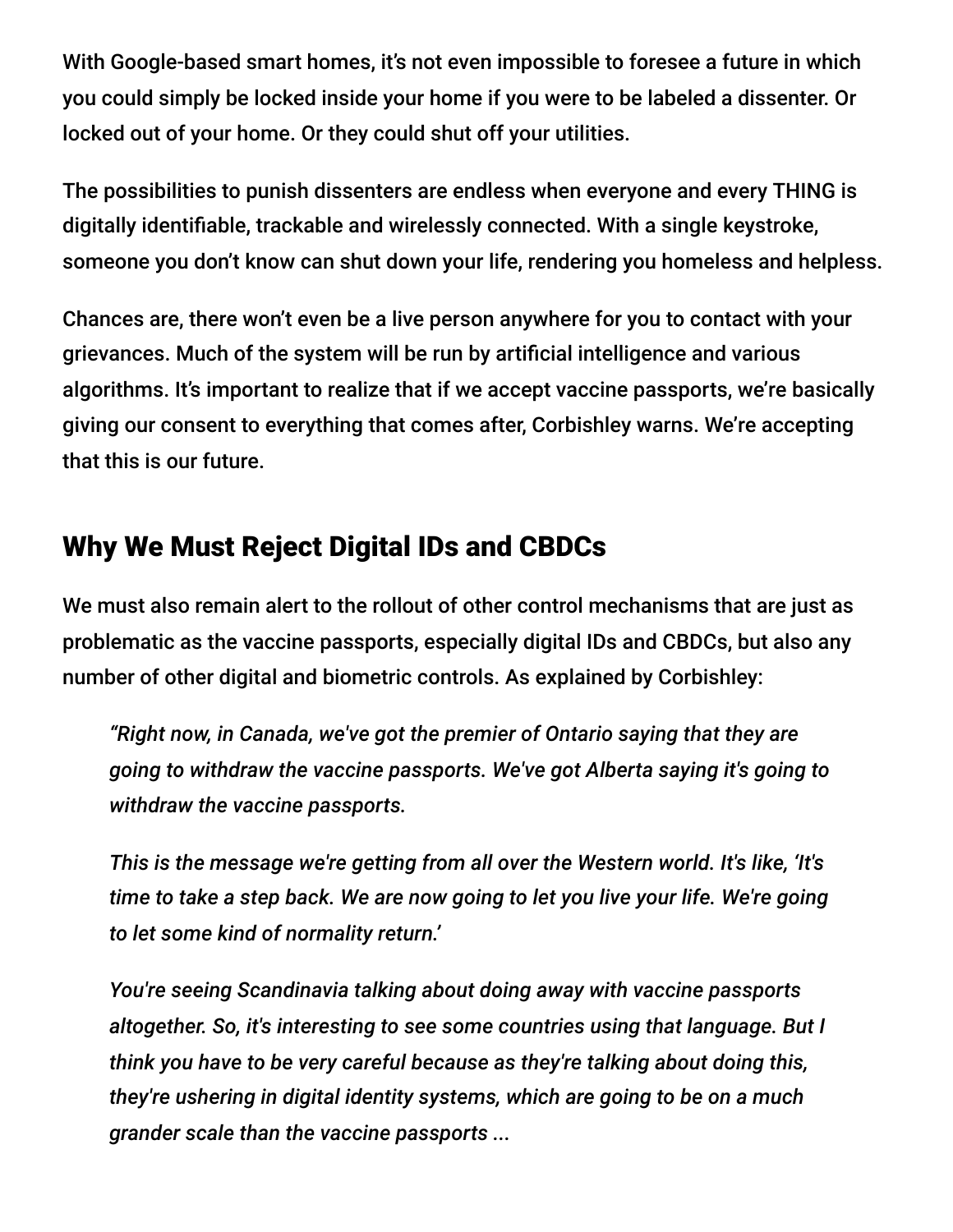With Google-based smart homes, it's not even impossible to foresee a future in which you could simply be locked inside your home if you were to be labeled a dissenter. Or locked out of your home. Or they could shut off your utilities.

The possibilities to punish dissenters are endless when everyone and every THING is digitally identifiable, trackable and wirelessly connected. With a single keystroke, someone you don't know can shut down your life, rendering you homeless and helpless.

Chances are, there won't even be a live person anywhere for you to contact with your grievances. Much of the system will be run by artificial intelligence and various algorithms. It's important to realize that if we accept vaccine passports, we're basically giving our consent to everything that comes after, Corbishley warns. We're accepting that this is our future.

## Why We Must Reject Digital IDs and CBDCs

We must also remain alert to the rollout of other control mechanisms that are just as problematic as the vaccine passports, especially digital IDs and CBDCs, but also any number of other digital and biometric controls. As explained by Corbishley:

> *"Right now, in Canada, we've got the premier of Ontario saying that they are going to withdraw the vaccine passports. We've got Alberta saying it's going to withdraw the vaccine passports.*
>
> *This is the message we're getting from all over the Western world. It's like, 'It's time to take a step back. We are now going to let you live your life. We're going to let some kind of normality return.'*
>
> *You're seeing Scandinavia talking about doing away with vaccine passports altogether. So, it's interesting to see some countries using that language. But I think you have to be very careful because as they're talking about doing this, they're ushering in digital identity systems, which are going to be on a much grander scale than the vaccine passports ...*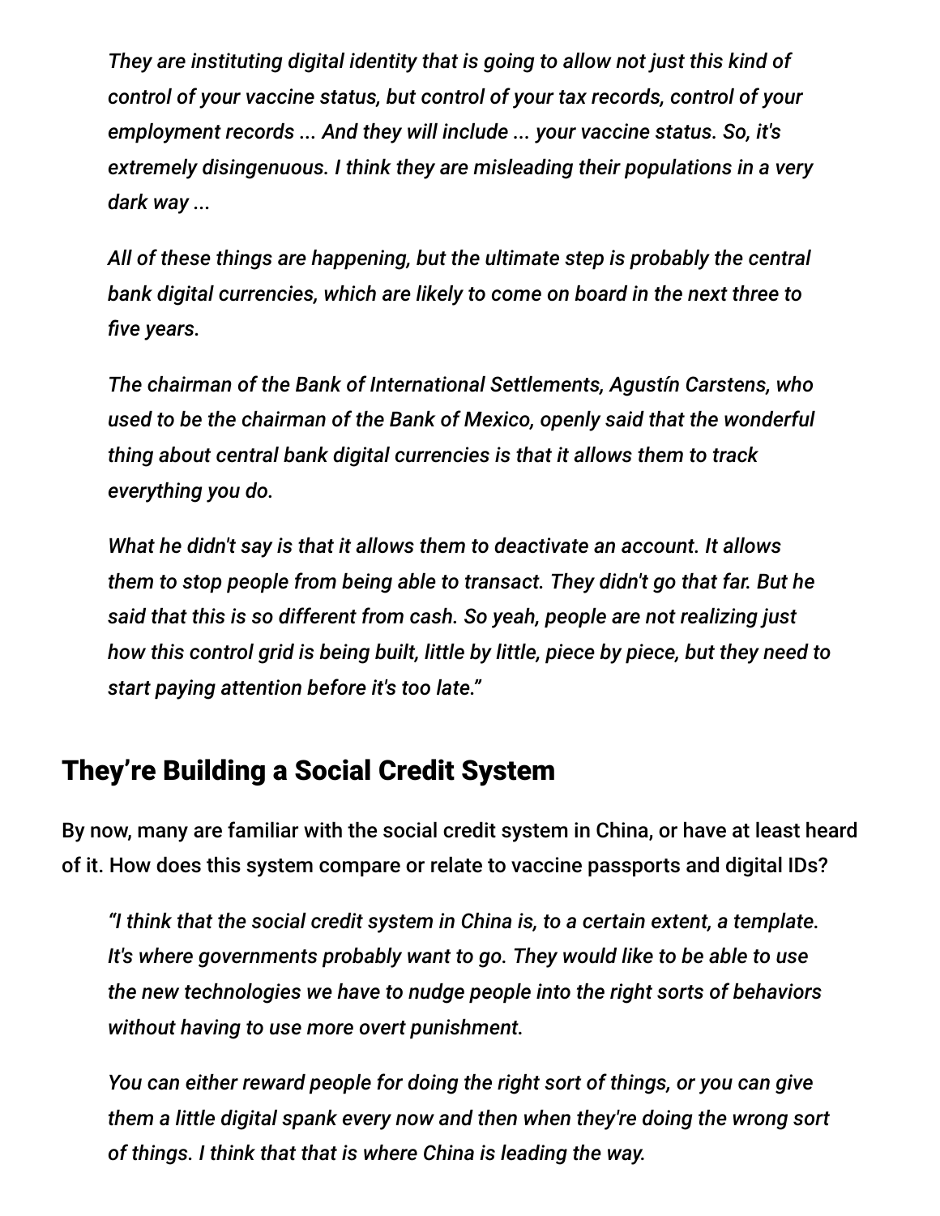*They are instituting digital identity that is going to allow not just this kind of control of your vaccine status, but control of your tax records, control of your employment records ... And they will include ... your vaccine status. So, it's extremely disingenuous. I think they are misleading their populations in a very dark way ...*

*All of these things are happening, but the ultimate step is probably the central bank digital currencies, which are likely to come on board in the next three to five years.*

*The chairman of the Bank of International Settlements, Agustín Carstens, who used to be the chairman of the Bank of Mexico, openly said that the wonderful thing about central bank digital currencies is that it allows them to track everything you do.*

*What he didn't say is that it allows them to deactivate an account. It allows them to stop people from being able to transact. They didn't go that far. But he said that this is so different from cash. So yeah, people are not realizing just how this control grid is being built, little by little, piece by piece, but they need to start paying attention before it's too late."*

## They're Building a Social Credit System

By now, many are familiar with the social credit system in China, or have at least heard of it. How does this system compare or relate to vaccine passports and digital IDs?

*"I think that the social credit system in China is, to a certain extent, a template. It's where governments probably want to go. They would like to be able to use the new technologies we have to nudge people into the right sorts of behaviors without having to use more overt punishment.*

*You can either reward people for doing the right sort of things, or you can give them a little digital spank every now and then when they're doing the wrong sort of things. I think that that is where China is leading the way.*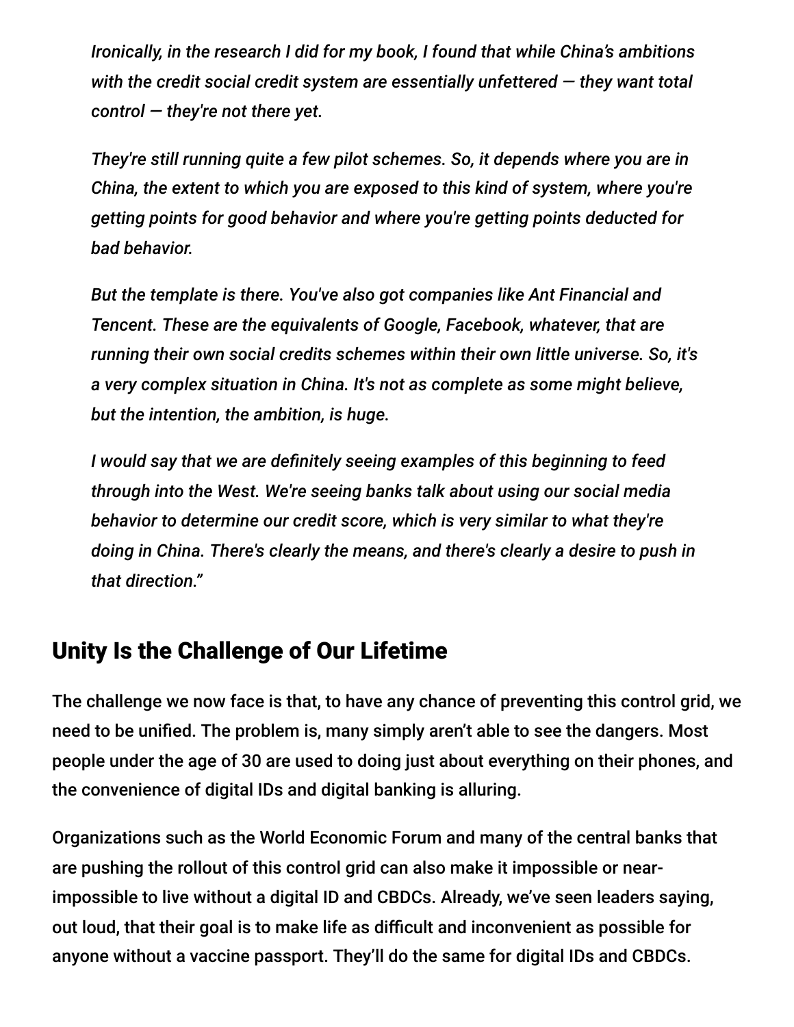*Ironically, in the research I did for my book, I found that while China's ambitions with the credit social credit system are essentially unfettered — they want total control — they're not there yet.*

*They're still running quite a few pilot schemes. So, it depends where you are in China, the extent to which you are exposed to this kind of system, where you're getting points for good behavior and where you're getting points deducted for bad behavior.*

*But the template is there. You've also got companies like Ant Financial and Tencent. These are the equivalents of Google, Facebook, whatever, that are running their own social credits schemes within their own little universe. So, it's a very complex situation in China. It's not as complete as some might believe, but the intention, the ambition, is huge.*

*I would say that we are definitely seeing examples of this beginning to feed through into the West. We're seeing banks talk about using our social media behavior to determine our credit score, which is very similar to what they're doing in China. There's clearly the means, and there's clearly a desire to push in that direction."*

## Unity Is the Challenge of Our Lifetime

The challenge we now face is that, to have any chance of preventing this control grid, we need to be unified. The problem is, many simply aren't able to see the dangers. Most people under the age of 30 are used to doing just about everything on their phones, and the convenience of digital IDs and digital banking is alluring.

Organizations such as the World Economic Forum and many of the central banks that are pushing the rollout of this control grid can also make it impossible or near-impossible to live without a digital ID and CBDCs. Already, we've seen leaders saying, out loud, that their goal is to make life as difficult and inconvenient as possible for anyone without a vaccine passport. They'll do the same for digital IDs and CBDCs.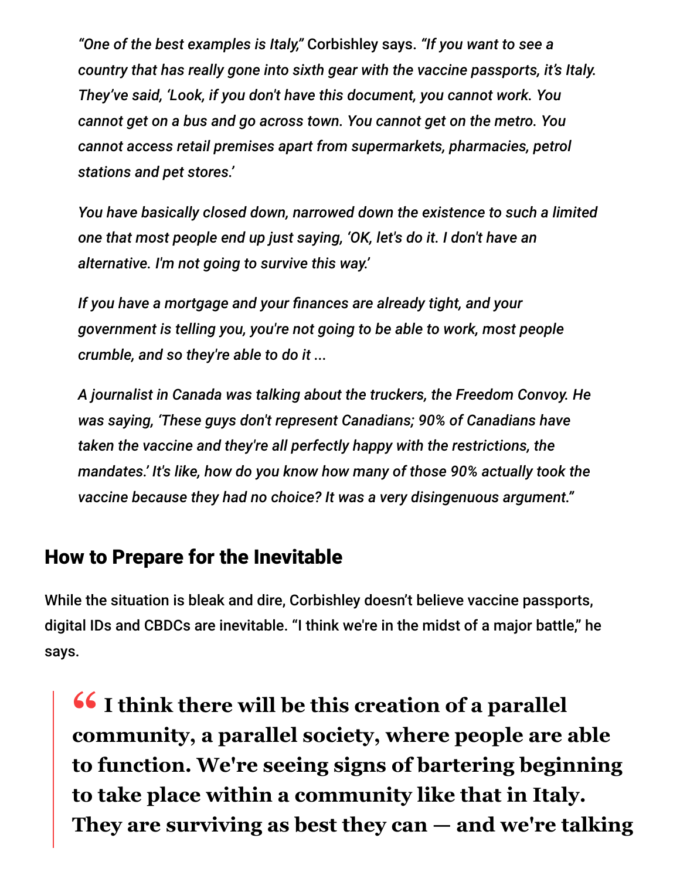*"One of the best examples is Italy,"* Corbishley says. *"If you want to see a country that has really gone into sixth gear with the vaccine passports, it's Italy. They've said, 'Look, if you don't have this document, you cannot work. You cannot get on a bus and go across town. You cannot get on the metro. You cannot access retail premises apart from supermarkets, pharmacies, petrol stations and pet stores.'*

*You have basically closed down, narrowed down the existence to such a limited one that most people end up just saying, 'OK, let's do it. I don't have an alternative. I'm not going to survive this way.'*

*If you have a mortgage and your finances are already tight, and your government is telling you, you're not going to be able to work, most people crumble, and so they're able to do it ...*

*A journalist in Canada was talking about the truckers, the Freedom Convoy. He was saying, 'These guys don't represent Canadians; 90% of Canadians have taken the vaccine and they're all perfectly happy with the restrictions, the mandates.' It's like, how do you know how many of those 90% actually took the vaccine because they had no choice? It was a very disingenuous argument."*

## How to Prepare for the Inevitable

While the situation is bleak and dire, Corbishley doesn't believe vaccine passports, digital IDs and CBDCs are inevitable. "I think we're in the midst of a major battle," he says.

> **" I think there will be this creation of a parallel community, a parallel society, where people are able to function. We're seeing signs of bartering beginning to take place within a community like that in Italy. They are surviving as best they can — and we're talking**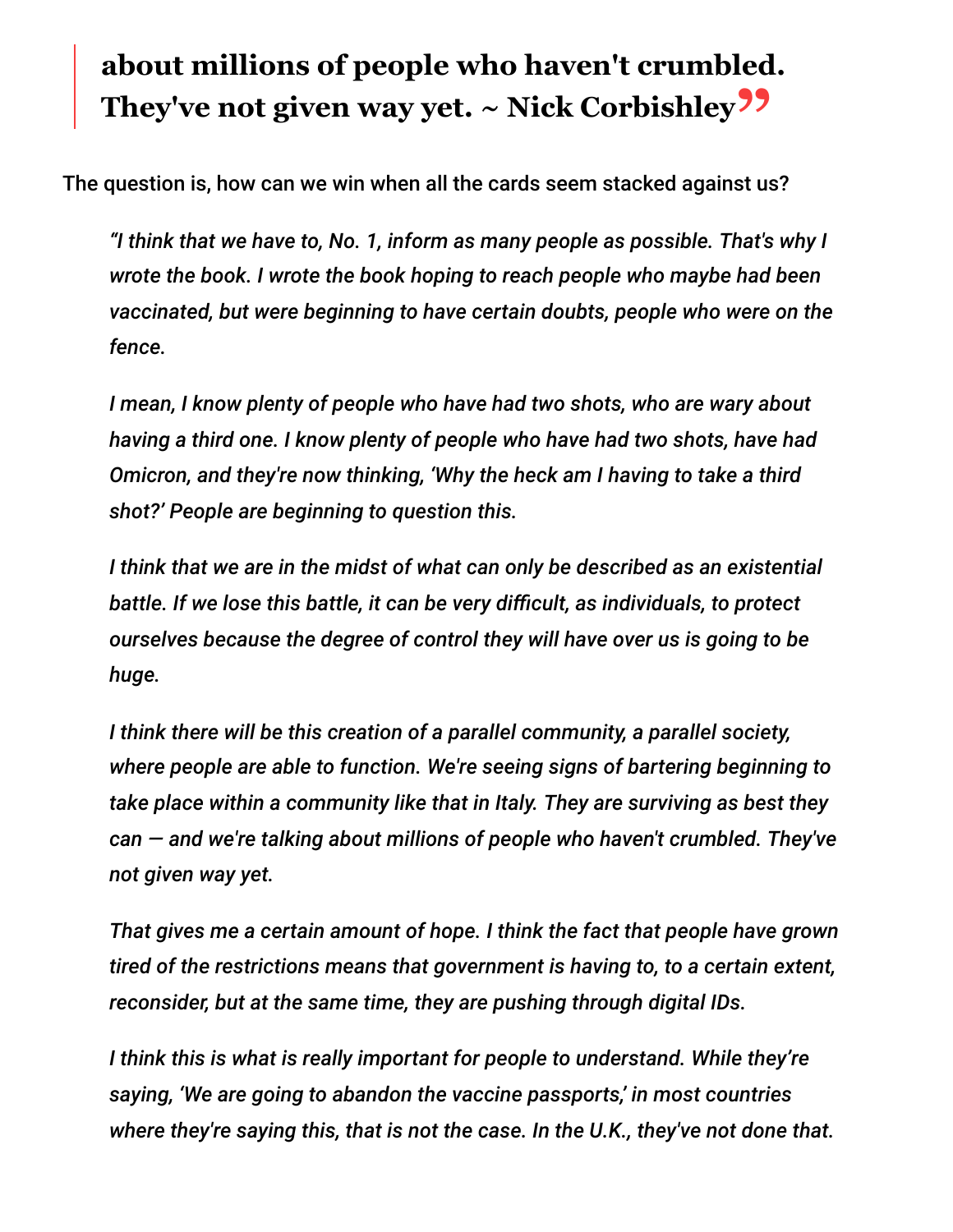> **about millions of people who haven't crumbled. They've not given way yet. ~ Nick Corbishley**

The question is, how can we win when all the cards seem stacked against us?

> *"I think that we have to, No. 1, inform as many people as possible. That's why I wrote the book. I wrote the book hoping to reach people who maybe had been vaccinated, but were beginning to have certain doubts, people who were on the fence.*
>
> *I mean, I know plenty of people who have had two shots, who are wary about having a third one. I know plenty of people who have had two shots, have had Omicron, and they're now thinking, 'Why the heck am I having to take a third shot?' People are beginning to question this.*
>
> *I think that we are in the midst of what can only be described as an existential battle. If we lose this battle, it can be very difficult, as individuals, to protect ourselves because the degree of control they will have over us is going to be huge.*
>
> *I think there will be this creation of a parallel community, a parallel society, where people are able to function. We're seeing signs of bartering beginning to take place within a community like that in Italy. They are surviving as best they can — and we're talking about millions of people who haven't crumbled. They've not given way yet.*
>
> *That gives me a certain amount of hope. I think the fact that people have grown tired of the restrictions means that government is having to, to a certain extent, reconsider, but at the same time, they are pushing through digital IDs.*
>
> *I think this is what is really important for people to understand. While they're saying, 'We are going to abandon the vaccine passports,' in most countries where they're saying this, that is not the case. In the U.K., they've not done that.*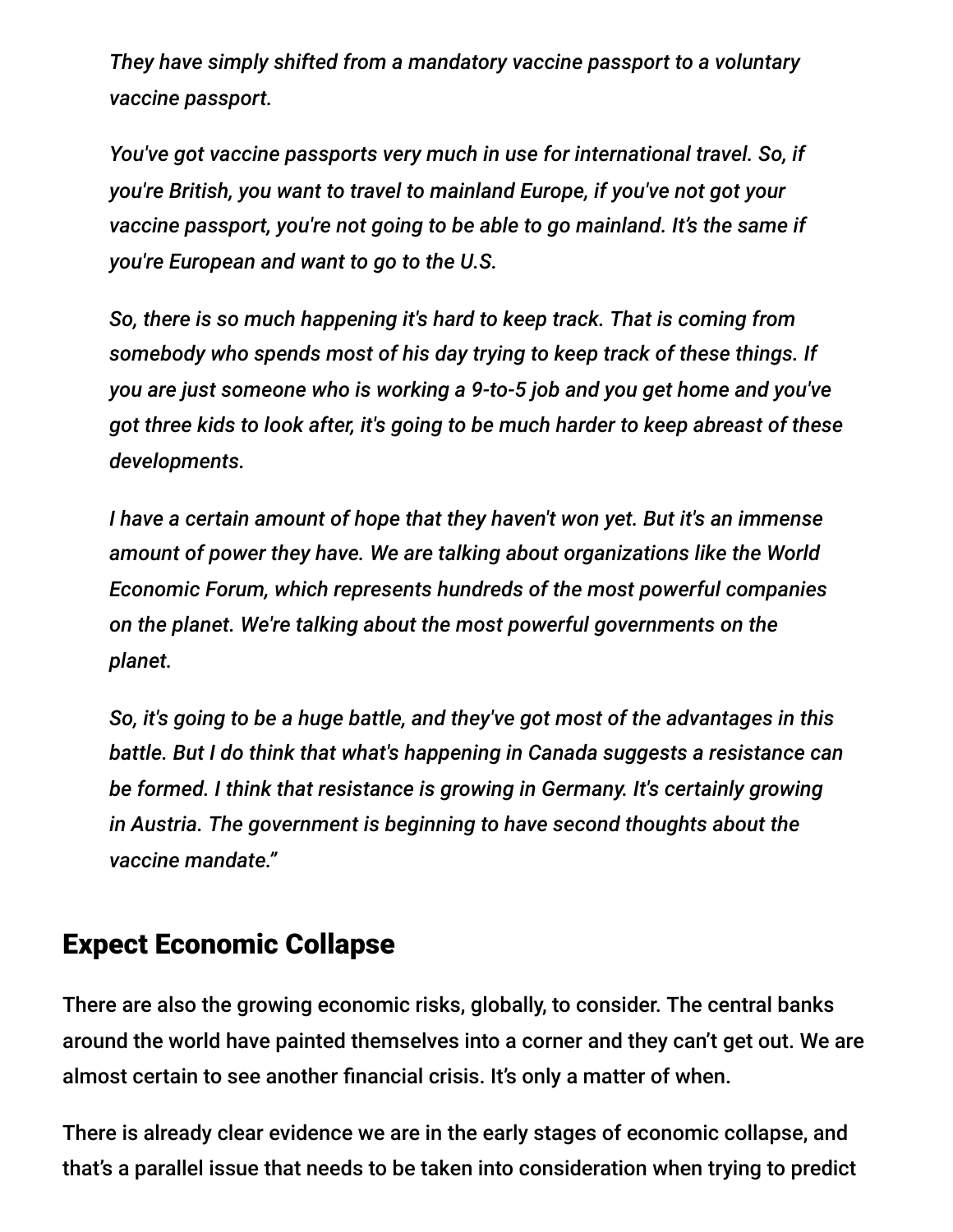*They have simply shifted from a mandatory vaccine passport to a voluntary vaccine passport.*

*You've got vaccine passports very much in use for international travel. So, if you're British, you want to travel to mainland Europe, if you've not got your vaccine passport, you're not going to be able to go mainland. It's the same if you're European and want to go to the U.S.*

*So, there is so much happening it's hard to keep track. That is coming from somebody who spends most of his day trying to keep track of these things. If you are just someone who is working a 9-to-5 job and you get home and you've got three kids to look after, it's going to be much harder to keep abreast of these developments.*

*I have a certain amount of hope that they haven't won yet. But it's an immense amount of power they have. We are talking about organizations like the World Economic Forum, which represents hundreds of the most powerful companies on the planet. We're talking about the most powerful governments on the planet.*

*So, it's going to be a huge battle, and they've got most of the advantages in this battle. But I do think that what's happening in Canada suggests a resistance can be formed. I think that resistance is growing in Germany. It's certainly growing in Austria. The government is beginning to have second thoughts about the vaccine mandate."*

## Expect Economic Collapse

There are also the growing economic risks, globally, to consider. The central banks around the world have painted themselves into a corner and they can't get out. We are almost certain to see another financial crisis. It's only a matter of when.

There is already clear evidence we are in the early stages of economic collapse, and that's a parallel issue that needs to be taken into consideration when trying to predict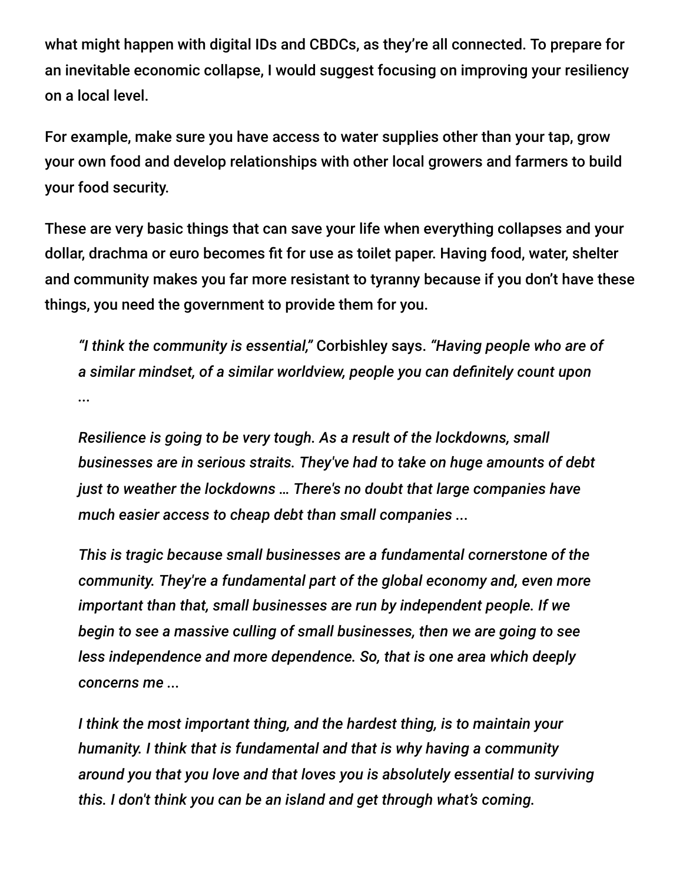what might happen with digital IDs and CBDCs, as they're all connected. To prepare for an inevitable economic collapse, I would suggest focusing on improving your resiliency on a local level.

For example, make sure you have access to water supplies other than your tap, grow your own food and develop relationships with other local growers and farmers to build your food security.

These are very basic things that can save your life when everything collapses and your dollar, drachma or euro becomes fit for use as toilet paper. Having food, water, shelter and community makes you far more resistant to tyranny because if you don't have these things, you need the government to provide them for you.

> *"I think the community is essential,"* Corbishley says. *"Having people who are of a similar mindset, of a similar worldview, people you can definitely count upon ...*
>
> *Resilience is going to be very tough. As a result of the lockdowns, small businesses are in serious straits. They've had to take on huge amounts of debt just to weather the lockdowns … There's no doubt that large companies have much easier access to cheap debt than small companies ...*
>
> *This is tragic because small businesses are a fundamental cornerstone of the community. They're a fundamental part of the global economy and, even more important than that, small businesses are run by independent people. If we begin to see a massive culling of small businesses, then we are going to see less independence and more dependence. So, that is one area which deeply concerns me ...*
>
> *I think the most important thing, and the hardest thing, is to maintain your humanity. I think that is fundamental and that is why having a community around you that you love and that loves you is absolutely essential to surviving this. I don't think you can be an island and get through what's coming.*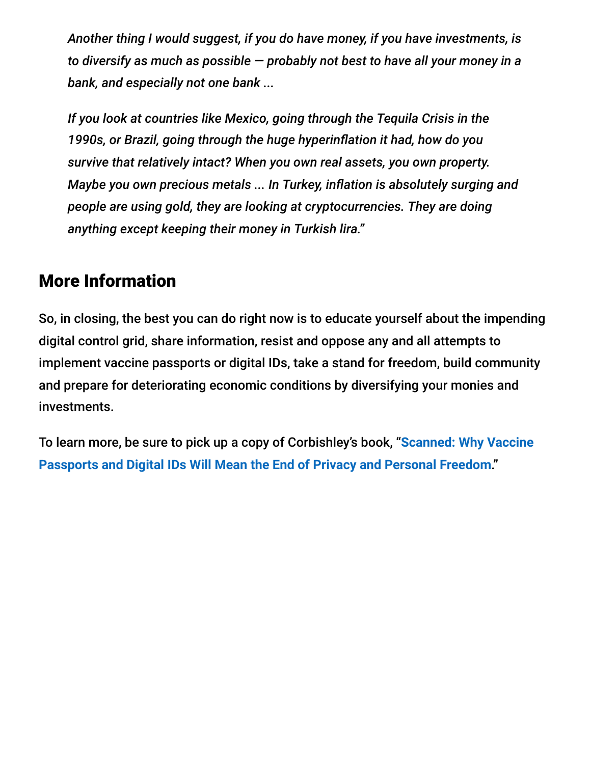*Another thing I would suggest, if you do have money, if you have investments, is to diversify as much as possible — probably not best to have all your money in a bank, and especially not one bank ...*

*If you look at countries like Mexico, going through the Tequila Crisis in the 1990s, or Brazil, going through the huge hyperinflation it had, how do you survive that relatively intact? When you own real assets, you own property. Maybe you own precious metals ... In Turkey, inflation is absolutely surging and people are using gold, they are looking at cryptocurrencies. They are doing anything except keeping their money in Turkish lira."*

## More Information

So, in closing, the best you can do right now is to educate yourself about the impending digital control grid, share information, resist and oppose any and all attempts to implement vaccine passports or digital IDs, take a stand for freedom, build community and prepare for deteriorating economic conditions by diversifying your monies and investments.

To learn more, be sure to pick up a copy of Corbishley's book, "**Scanned: Why Vaccine Passports and Digital IDs Will Mean the End of Privacy and Personal Freedom**."